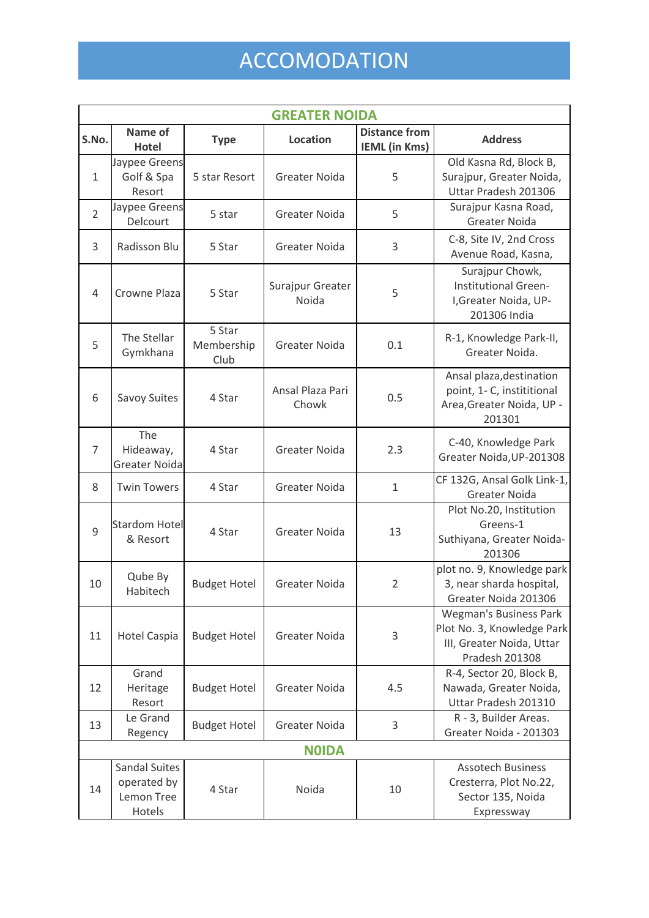# ACCOMODATION

| GREATER NOIDA | | | | | |
|---|---|---|---|---|---|
| **S.No.** | **Name of Hotel** | **Type** | **Location** | **Distance from IEML (in Kms)** | **Address** |
| 1 | Jaypee Greens Golf & Spa Resort | 5 star Resort | Greater Noida | 5 | Old Kasna Rd, Block B, Surajpur, Greater Noida, Uttar Pradesh 201306 |
| 2 | Jaypee Greens Delcourt | 5 star | Greater Noida | 5 | Surajpur Kasna Road, Greater Noida |
| 3 | Radisson Blu | 5 Star | Greater Noida | 3 | C-8, Site IV, 2nd Cross Avenue Road, Kasna, |
| 4 | Crowne Plaza | 5 Star | Surajpur Greater Noida | 5 | Surajpur Chowk, Institutional Green-I,Greater Noida, UP-201306 India |
| 5 | The Stellar Gymkhana | 5 Star Membership Club | Greater Noida | 0.1 | R-1, Knowledge Park-II, Greater Noida. |
| 6 | Savoy Suites | 4 Star | Ansal Plaza Pari Chowk | 0.5 | Ansal plaza,destination point, 1- C, instititional Area,Greater Noida, UP - 201301 |
| 7 | The Hideaway, Greater Noida | 4 Star | Greater Noida | 2.3 | C-40, Knowledge Park Greater Noida,UP-201308 |
| 8 | Twin Towers | 4 Star | Greater Noida | 1 | CF 132G, Ansal Golk Link-1, Greater Noida |
| 9 | Stardom Hotel & Resort | 4 Star | Greater Noida | 13 | Plot No.20, Institution Greens-1 Suthiyana, Greater Noida-201306 |
| 10 | Qube By Habitech | Budget Hotel | Greater Noida | 2 | plot no. 9, Knowledge park 3, near sharda hospital, Greater Noida 201306 |
| 11 | Hotel Caspia | Budget Hotel | Greater Noida | 3 | Wegman's Business Park Plot No. 3, Knowledge Park III, Greater Noida, Uttar Pradesh 201308 |
| 12 | Grand Heritage Resort | Budget Hotel | Greater Noida | 4.5 | R-4, Sector 20, Block B, Nawada, Greater Noida, Uttar Pradesh 201310 |
| 13 | Le Grand Regency | Budget Hotel | Greater Noida | 3 | R - 3, Builder Areas. Greater Noida - 201303 |
| **N0IDA** | | | | | |
| 14 | Sandal Suites operated by Lemon Tree Hotels | 4 Star | Noida | 10 | Assotech Business Cresterra, Plot No.22, Sector 135, Noida Expressway |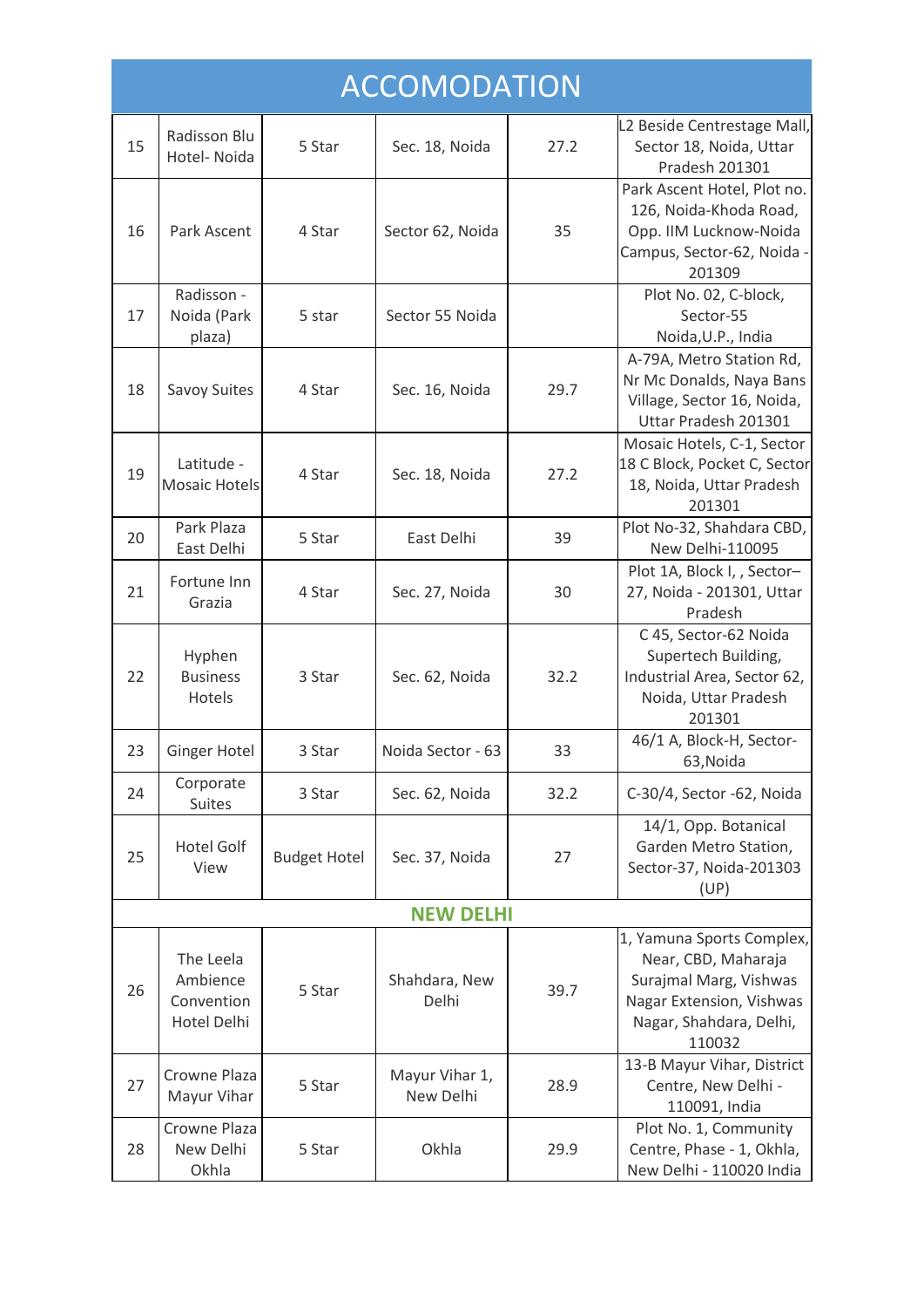# ACCOMODATION

| | | | | | |
|---|---|---|---|---|---|
| 15 | Radisson Blu Hotel- Noida | 5 Star | Sec. 18, Noida | 27.2 | L2 Beside Centrestage Mall, Sector 18, Noida, Uttar Pradesh 201301 |
| 16 | Park Ascent | 4 Star | Sector 62, Noida | 35 | Park Ascent Hotel, Plot no. 126, Noida-Khoda Road, Opp. IIM Lucknow-Noida Campus, Sector-62, Noida - 201309 |
| 17 | Radisson - Noida (Park plaza) | 5 star | Sector 55 Noida | | Plot No. 02, C-block, Sector-55 Noida,U.P., India |
| 18 | Savoy Suites | 4 Star | Sec. 16, Noida | 29.7 | A-79A, Metro Station Rd, Nr Mc Donalds, Naya Bans Village, Sector 16, Noida, Uttar Pradesh 201301 |
| 19 | Latitude - Mosaic Hotels | 4 Star | Sec. 18, Noida | 27.2 | Mosaic Hotels, C-1, Sector 18 C Block, Pocket C, Sector 18, Noida, Uttar Pradesh 201301 |
| 20 | Park Plaza East Delhi | 5 Star | East Delhi | 39 | Plot No-32, Shahdara CBD, New Delhi-110095 |
| 21 | Fortune Inn Grazia | 4 Star | Sec. 27, Noida | 30 | Plot 1A, Block I, , Sector–27, Noida - 201301, Uttar Pradesh |
| 22 | Hyphen Business Hotels | 3 Star | Sec. 62, Noida | 32.2 | C 45, Sector-62 Noida Supertech Building, Industrial Area, Sector 62, Noida, Uttar Pradesh 201301 |
| 23 | Ginger Hotel | 3 Star | Noida Sector - 63 | 33 | 46/1 A, Block-H, Sector-63,Noida |
| 24 | Corporate Suites | 3 Star | Sec. 62, Noida | 32.2 | C-30/4, Sector -62, Noida |
| 25 | Hotel Golf View | Budget Hotel | Sec. 37, Noida | 27 | 14/1, Opp. Botanical Garden Metro Station, Sector-37, Noida-201303 (UP) |
| | | | **NEW DELHI** | | |
| 26 | The Leela Ambience Convention Hotel Delhi | 5 Star | Shahdara, New Delhi | 39.7 | 1, Yamuna Sports Complex, Near, CBD, Maharaja Surajmal Marg, Vishwas Nagar Extension, Vishwas Nagar, Shahdara, Delhi, 110032 |
| 27 | Crowne Plaza Mayur Vihar | 5 Star | Mayur Vihar 1, New Delhi | 28.9 | 13-B Mayur Vihar, District Centre, New Delhi - 110091, India |
| 28 | Crowne Plaza New Delhi Okhla | 5 Star | Okhla | 29.9 | Plot No. 1, Community Centre, Phase - 1, Okhla, New Delhi - 110020 India |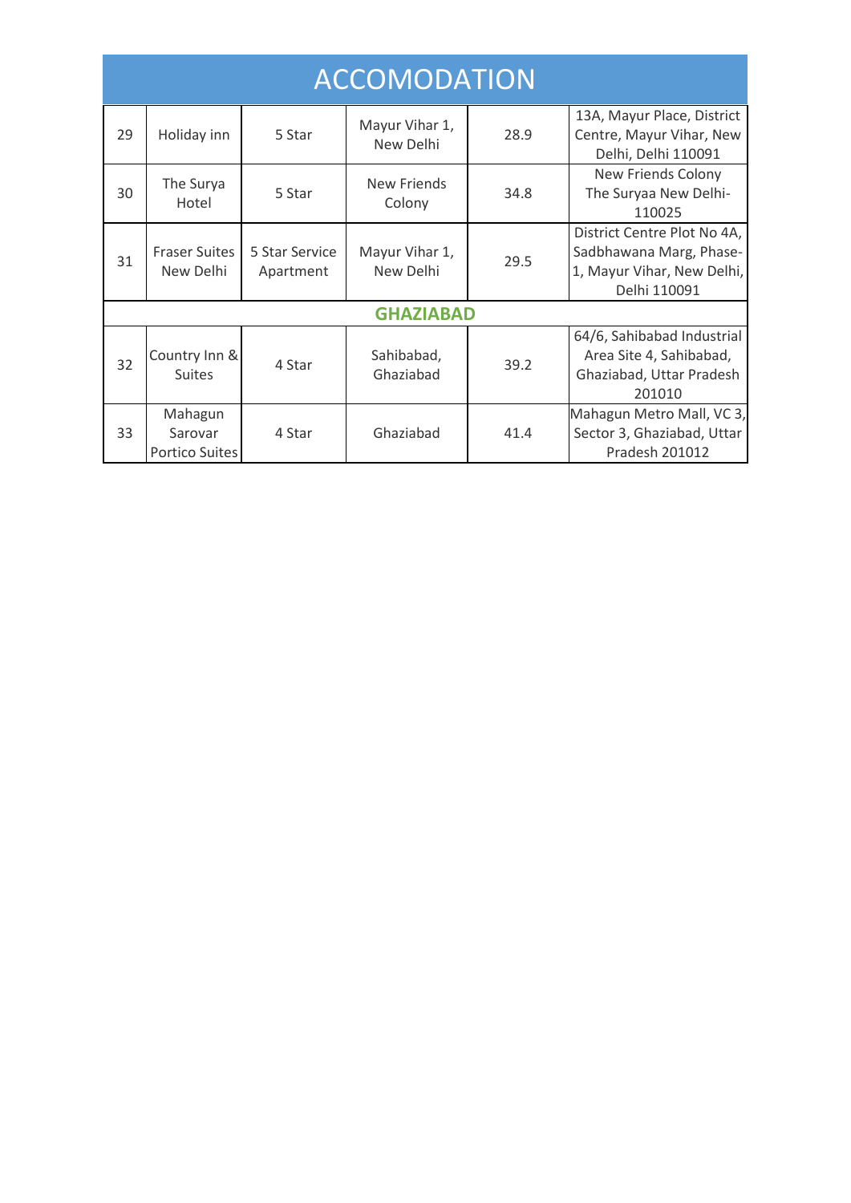# ACCOMODATION

| | | | | | |
|---|---|---|---|---|---|
| 29 | Holiday inn | 5 Star | Mayur Vihar 1, New Delhi | 28.9 | 13A, Mayur Place, District Centre, Mayur Vihar, New Delhi, Delhi 110091 |
| 30 | The Surya Hotel | 5 Star | New Friends Colony | 34.8 | New Friends Colony The Suryaa New Delhi-110025 |
| 31 | Fraser Suites New Delhi | 5 Star Service Apartment | Mayur Vihar 1, New Delhi | 29.5 | District Centre Plot No 4A, Sadbhawana Marg, Phase-1, Mayur Vihar, New Delhi, Delhi 110091 |
| | | | **GHAZIABAD** | | |
| 32 | Country Inn & Suites | 4 Star | Sahibabad, Ghaziabad | 39.2 | 64/6, Sahibabad Industrial Area Site 4, Sahibabad, Ghaziabad, Uttar Pradesh 201010 |
| 33 | Mahagun Sarovar Portico Suites | 4 Star | Ghaziabad | 41.4 | Mahagun Metro Mall, VC 3, Sector 3, Ghaziabad, Uttar Pradesh 201012 |